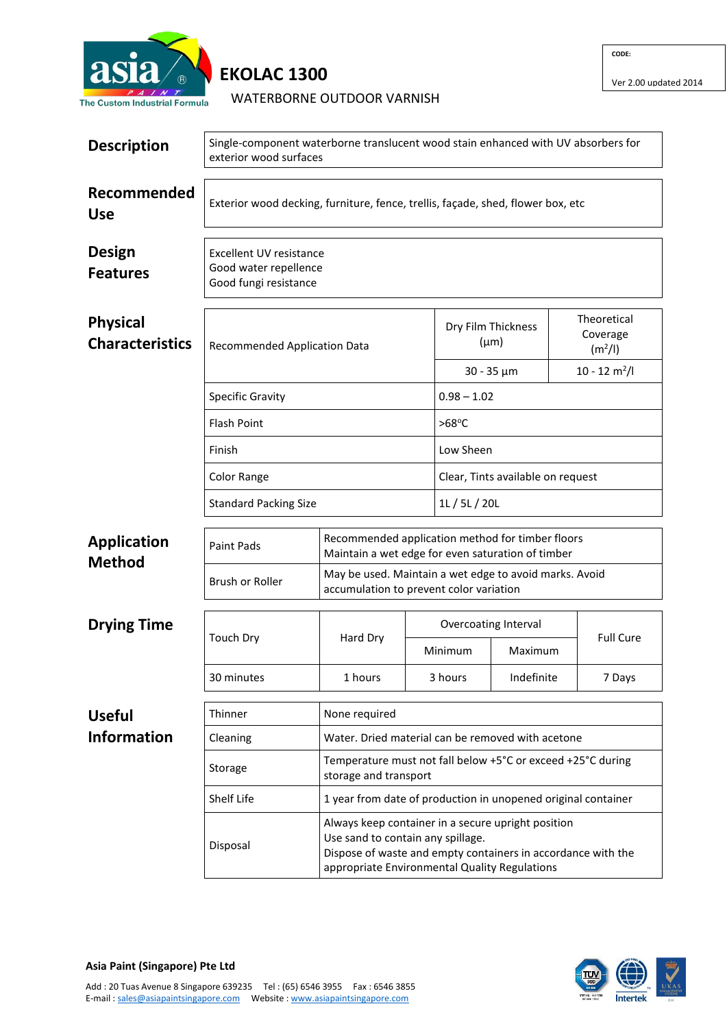asia PAINT
The Custom Industrial Formula

# EKOLAC 1300

WATERBORNE OUTDOOR VARNISH

CODE:
Ver 2.00 updated 2014

## Description

Single-component waterborne translucent wood stain enhanced with UV absorbers for exterior wood surfaces

## Recommended Use

Exterior wood decking, furniture, fence, trellis, façade, shed, flower box, etc

## Design Features

Excellent UV resistance
Good water repellence
Good fungi resistance

## Physical Characteristics

| Recommended Application Data | Dry Film Thickness (µm) | Theoretical Coverage ($m^2/l$) |
|---|---|---|
| | 30 - 35 µm | 10 - 12 $m^2/l$ |
| Specific Gravity | 0.98 – 1.02 | |
| Flash Point | >68°C | |
| Finish | Low Sheen | |
| Color Range | Clear, Tints available on request | |
| Standard Packing Size | 1L / 5L / 20L | |

## Application Method

| | |
|---|---|
| Paint Pads | Recommended application method for timber floors<br>Maintain a wet edge for even saturation of timber |
| Brush or Roller | May be used. Maintain a wet edge to avoid marks. Avoid accumulation to prevent color variation |

## Drying Time

| Touch Dry | Hard Dry | Overcoating Interval | | Full Cure |
|---|---|---|---|---|
| | | Minimum | Maximum | |
| 30 minutes | 1 hours | 3 hours | Indefinite | 7 Days |

## Useful Information

| | |
|---|---|
| Thinner | None required |
| Cleaning | Water. Dried material can be removed with acetone |
| Storage | Temperature must not fall below +5°C or exceed +25°C during storage and transport |
| Shelf Life | 1 year from date of production in unopened original container |
| Disposal | Always keep container in a secure upright position<br>Use sand to contain any spillage.<br>Dispose of waste and empty containers in accordance with the appropriate Environmental Quality Regulations |

**Asia Paint (Singapore) Pte Ltd**

Add : 20 Tuas Avenue 8 Singapore 639235 Tel : (65) 6546 3955 Fax : 6546 3855
E-mail : sales@asiapaintsingapore.com Website : www.asiapaintsingapore.com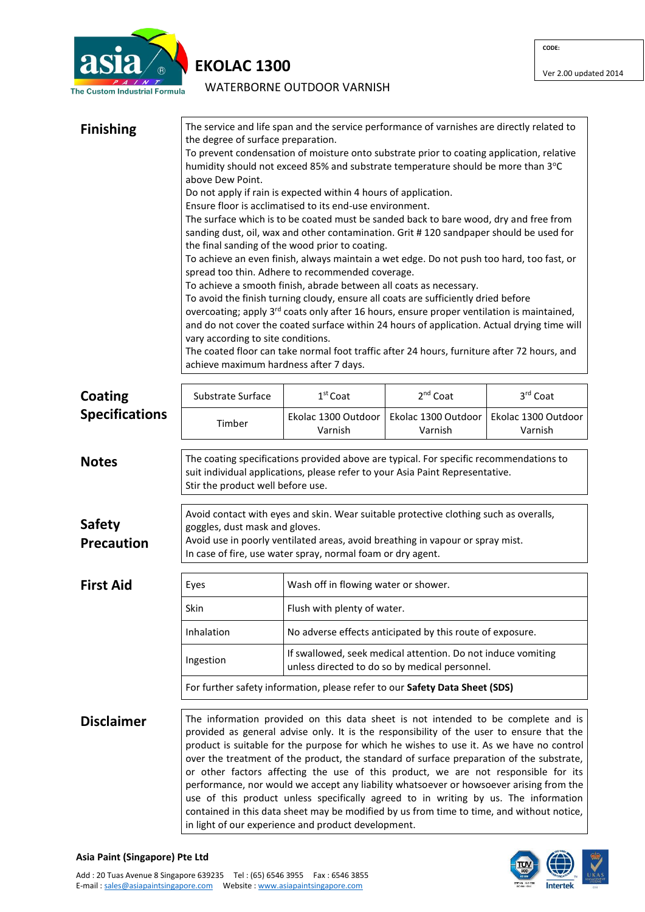# EKOLAC 1300

WATERBORNE OUTDOOR VARNISH

CODE:

Ver 2.00 updated 2014

## Finishing

The service and life span and the service performance of varnishes are directly related to the degree of surface preparation.
To prevent condensation of moisture onto substrate prior to coating application, relative humidity should not exceed 85% and substrate temperature should be more than 3°C above Dew Point.
Do not apply if rain is expected within 4 hours of application.
Ensure floor is acclimatised to its end-use environment.
The surface which is to be coated must be sanded back to bare wood, dry and free from sanding dust, oil, wax and other contamination. Grit # 120 sandpaper should be used for the final sanding of the wood prior to coating.
To achieve an even finish, always maintain a wet edge. Do not push too hard, too fast, or spread too thin. Adhere to recommended coverage.
To achieve a smooth finish, abrade between all coats as necessary.
To avoid the finish turning cloudy, ensure all coats are sufficiently dried before overcoating; apply 3rd coats only after 16 hours, ensure proper ventilation is maintained, and do not cover the coated surface within 24 hours of application. Actual drying time will vary according to site conditions.
The coated floor can take normal foot traffic after 24 hours, furniture after 72 hours, and achieve maximum hardness after 7 days.

## Coating Specifications

| Substrate Surface | 1st Coat | 2nd Coat | 3rd Coat |
|---|---|---|---|
| Timber | Ekolac 1300 Outdoor Varnish | Ekolac 1300 Outdoor Varnish | Ekolac 1300 Outdoor Varnish |

## Notes

The coating specifications provided above are typical. For specific recommendations to suit individual applications, please refer to your Asia Paint Representative.
Stir the product well before use.

## Safety Precaution

Avoid contact with eyes and skin. Wear suitable protective clothing such as overalls, goggles, dust mask and gloves.
Avoid use in poorly ventilated areas, avoid breathing in vapour or spray mist.
In case of fire, use water spray, normal foam or dry agent.

## First Aid

| | |
|---|---|
| Eyes | Wash off in flowing water or shower. |
| Skin | Flush with plenty of water. |
| Inhalation | No adverse effects anticipated by this route of exposure. |
| Ingestion | If swallowed, seek medical attention. Do not induce vomiting unless directed to do so by medical personnel. |
| For further safety information, please refer to our **Safety Data Sheet (SDS)** | |

## Disclaimer

The information provided on this data sheet is not intended to be complete and is provided as general advise only. It is the responsibility of the user to ensure that the product is suitable for the purpose for which he wishes to use it. As we have no control over the treatment of the product, the standard of surface preparation of the substrate, or other factors affecting the use of this product, we are not responsible for its performance, nor would we accept any liability whatsoever or howsoever arising from the use of this product unless specifically agreed to in writing by us. The information contained in this data sheet may be modified by us from time to time, and without notice, in light of our experience and product development.

**Asia Paint (Singapore) Pte Ltd**

Add : 20 Tuas Avenue 8 Singapore 639235 Tel : (65) 6546 3955 Fax : 6546 3855
E-mail : sales@asiapaintsingapore.com Website : www.asiapaintsingapore.com